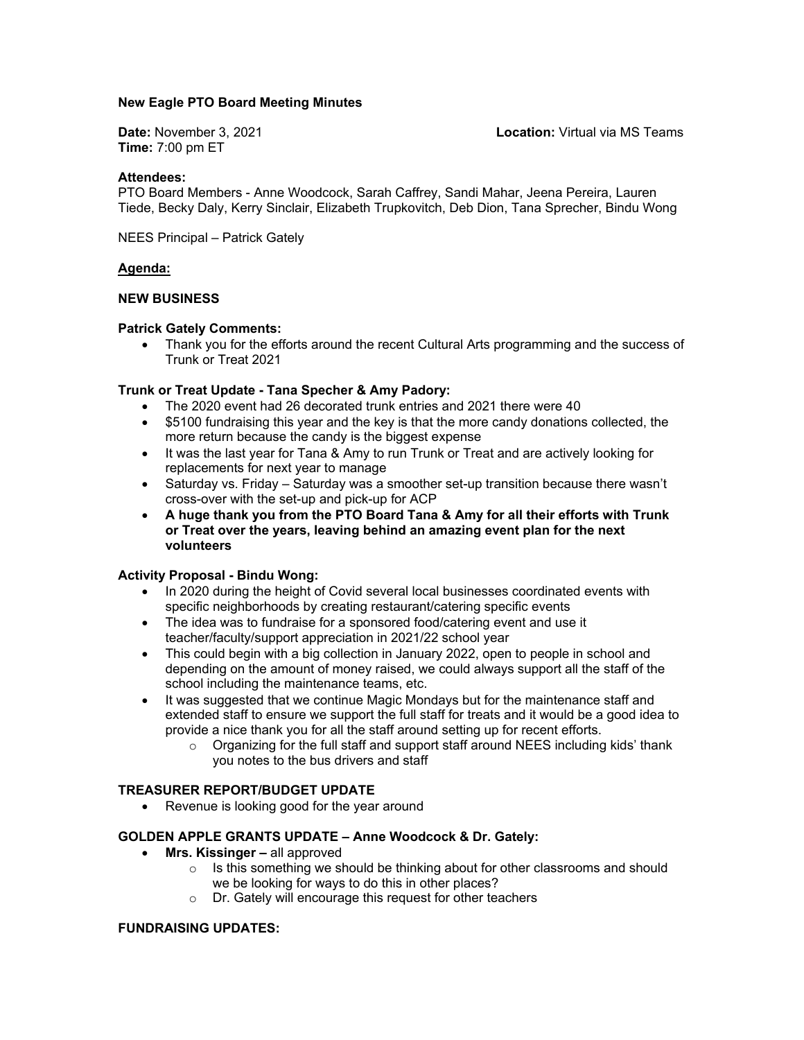**New Eagle PTO Board Meeting Minutes**

**Date:** November 3, 2021 **Location:** Virtual via MS Teams
**Time:** 7:00 pm ET

**Attendees:**
PTO Board Members - Anne Woodcock, Sarah Caffrey, Sandi Mahar, Jeena Pereira, Lauren Tiede, Becky Daly, Kerry Sinclair, Elizabeth Trupkovitch, Deb Dion, Tana Sprecher, Bindu Wong

NEES Principal – Patrick Gately

**Agenda:**

**NEW BUSINESS**

**Patrick Gately Comments:**

- Thank you for the efforts around the recent Cultural Arts programming and the success of Trunk or Treat 2021

**Trunk or Treat Update - Tana Specher & Amy Padory:**

- The 2020 event had 26 decorated trunk entries and 2021 there were 40
- $5100 fundraising this year and the key is that the more candy donations collected, the more return because the candy is the biggest expense
- It was the last year for Tana & Amy to run Trunk or Treat and are actively looking for replacements for next year to manage
- Saturday vs. Friday – Saturday was a smoother set-up transition because there wasn't cross-over with the set-up and pick-up for ACP
- **A huge thank you from the PTO Board Tana & Amy for all their efforts with Trunk or Treat over the years, leaving behind an amazing event plan for the next volunteers**

**Activity Proposal - Bindu Wong:**

- In 2020 during the height of Covid several local businesses coordinated events with specific neighborhoods by creating restaurant/catering specific events
- The idea was to fundraise for a sponsored food/catering event and use it teacher/faculty/support appreciation in 2021/22 school year
- This could begin with a big collection in January 2022, open to people in school and depending on the amount of money raised, we could always support all the staff of the school including the maintenance teams, etc.
- It was suggested that we continue Magic Mondays but for the maintenance staff and extended staff to ensure we support the full staff for treats and it would be a good idea to provide a nice thank you for all the staff around setting up for recent efforts.
  - Organizing for the full staff and support staff around NEES including kids' thank you notes to the bus drivers and staff

**TREASURER REPORT/BUDGET UPDATE**

- Revenue is looking good for the year around

**GOLDEN APPLE GRANTS UPDATE – Anne Woodcock & Dr. Gately:**

- **Mrs. Kissinger –** all approved
  - Is this something we should be thinking about for other classrooms and should we be looking for ways to do this in other places?
  - Dr. Gately will encourage this request for other teachers

**FUNDRAISING UPDATES:**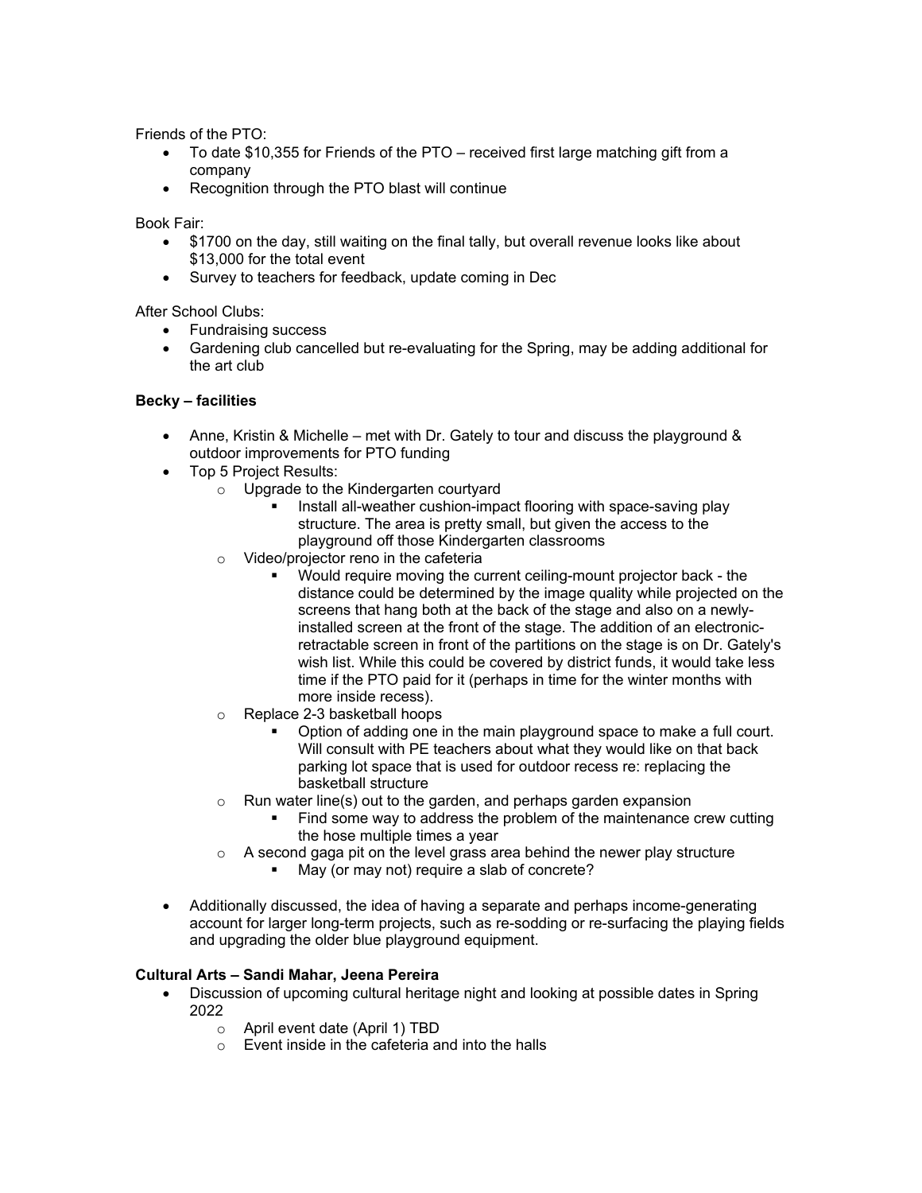Friends of the PTO:

- To date $10,355 for Friends of the PTO – received first large matching gift from a company
- Recognition through the PTO blast will continue

Book Fair:

- $1700 on the day, still waiting on the final tally, but overall revenue looks like about $13,000 for the total event
- Survey to teachers for feedback, update coming in Dec

After School Clubs:

- Fundraising success
- Gardening club cancelled but re-evaluating for the Spring, may be adding additional for the art club

**Becky – facilities**

- Anne, Kristin & Michelle – met with Dr. Gately to tour and discuss the playground & outdoor improvements for PTO funding
- Top 5 Project Results:
  - Upgrade to the Kindergarten courtyard
    - Install all-weather cushion-impact flooring with space-saving play structure. The area is pretty small, but given the access to the playground off those Kindergarten classrooms
  - Video/projector reno in the cafeteria
    - Would require moving the current ceiling-mount projector back - the distance could be determined by the image quality while projected on the screens that hang both at the back of the stage and also on a newly-installed screen at the front of the stage. The addition of an electronic-retractable screen in front of the partitions on the stage is on Dr. Gately's wish list. While this could be covered by district funds, it would take less time if the PTO paid for it (perhaps in time for the winter months with more inside recess).
  - Replace 2-3 basketball hoops
    - Option of adding one in the main playground space to make a full court. Will consult with PE teachers about what they would like on that back parking lot space that is used for outdoor recess re: replacing the basketball structure
  - Run water line(s) out to the garden, and perhaps garden expansion
    - Find some way to address the problem of the maintenance crew cutting the hose multiple times a year
  - A second gaga pit on the level grass area behind the newer play structure
    - May (or may not) require a slab of concrete?

- Additionally discussed, the idea of having a separate and perhaps income-generating account for larger long-term projects, such as re-sodding or re-surfacing the playing fields and upgrading the older blue playground equipment.

**Cultural Arts – Sandi Mahar, Jeena Pereira**

- Discussion of upcoming cultural heritage night and looking at possible dates in Spring 2022
  - April event date (April 1) TBD
  - Event inside in the cafeteria and into the halls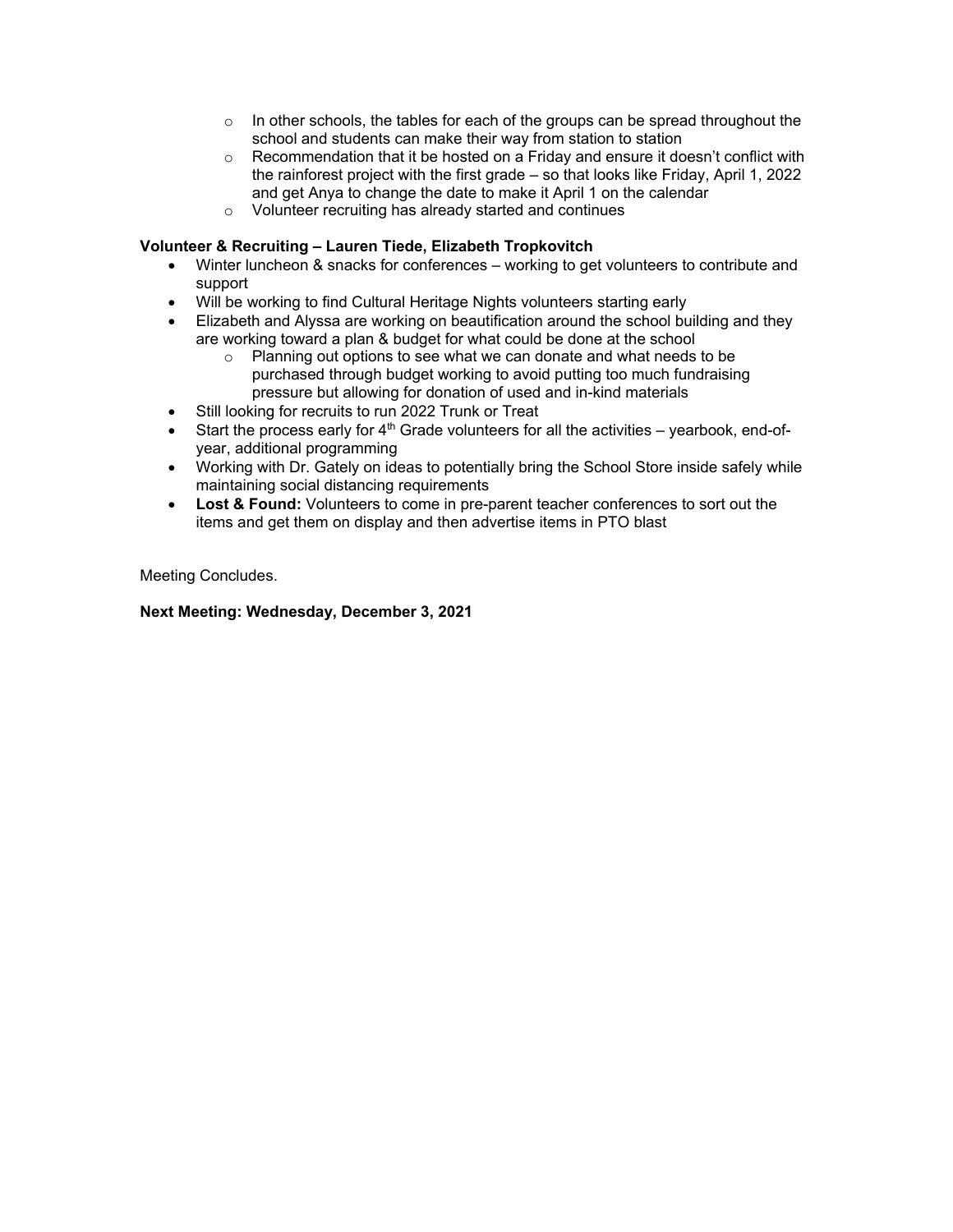- In other schools, the tables for each of the groups can be spread throughout the school and students can make their way from station to station
  - Recommendation that it be hosted on a Friday and ensure it doesn't conflict with the rainforest project with the first grade – so that looks like Friday, April 1, 2022 and get Anya to change the date to make it April 1 on the calendar
  - Volunteer recruiting has already started and continues

**Volunteer & Recruiting – Lauren Tiede, Elizabeth Tropkovitch**

- Winter luncheon & snacks for conferences – working to get volunteers to contribute and support
- Will be working to find Cultural Heritage Nights volunteers starting early
- Elizabeth and Alyssa are working on beautification around the school building and they are working toward a plan & budget for what could be done at the school
  - Planning out options to see what we can donate and what needs to be purchased through budget working to avoid putting too much fundraising pressure but allowing for donation of used and in-kind materials
- Still looking for recruits to run 2022 Trunk or Treat
- Start the process early for 4th Grade volunteers for all the activities – yearbook, end-of-year, additional programming
- Working with Dr. Gately on ideas to potentially bring the School Store inside safely while maintaining social distancing requirements
- **Lost & Found:** Volunteers to come in pre-parent teacher conferences to sort out the items and get them on display and then advertise items in PTO blast

Meeting Concludes.

**Next Meeting: Wednesday, December 3, 2021**